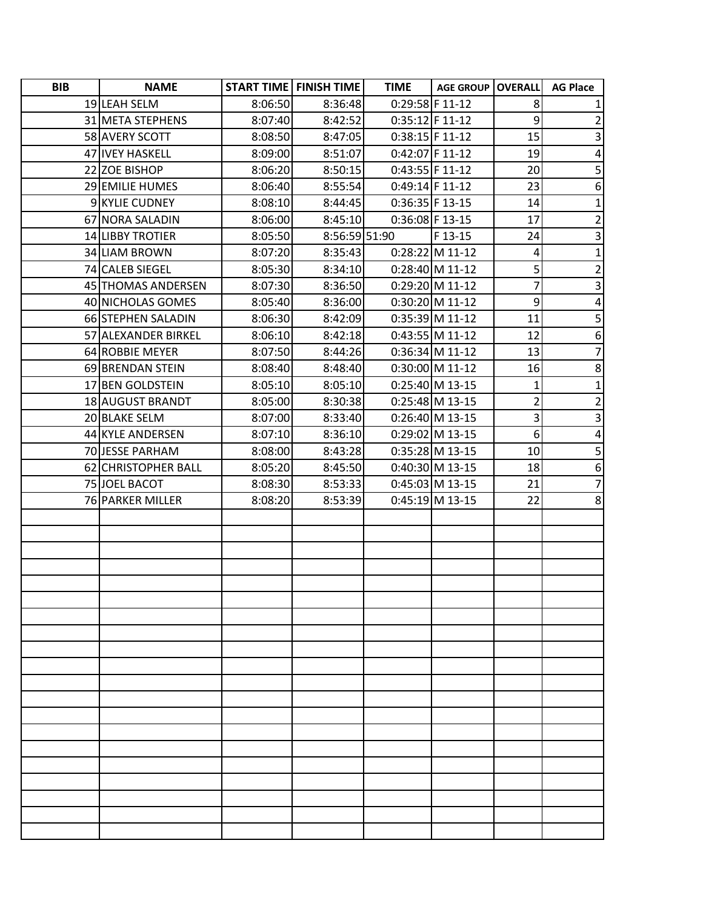| BIB | NAME | START TIME | FINISH TIME | TIME | AGE GROUP | OVERALL | AG Place |
|---|---|---|---|---|---|---|---|
| 19 | LEAH SELM | 8:06:50 | 8:36:48 | 0:29:58 | F 11-12 | 8 | 1 |
| 31 | META STEPHENS | 8:07:40 | 8:42:52 | 0:35:12 | F 11-12 | 9 | 2 |
| 58 | AVERY SCOTT | 8:08:50 | 8:47:05 | 0:38:15 | F 11-12 | 15 | 3 |
| 47 | IVEY HASKELL | 8:09:00 | 8:51:07 | 0:42:07 | F 11-12 | 19 | 4 |
| 22 | ZOE BISHOP | 8:06:20 | 8:50:15 | 0:43:55 | F 11-12 | 20 | 5 |
| 29 | EMILIE HUMES | 8:06:40 | 8:55:54 | 0:49:14 | F 11-12 | 23 | 6 |
| 9 | KYLIE CUDNEY | 8:08:10 | 8:44:45 | 0:36:35 | F 13-15 | 14 | 1 |
| 67 | NORA SALADIN | 8:06:00 | 8:45:10 | 0:36:08 | F 13-15 | 17 | 2 |
| 14 | LIBBY TROTIER | 8:05:50 | 8:56:59 | 51:90 | F 13-15 | 24 | 3 |
| 34 | LIAM BROWN | 8:07:20 | 8:35:43 | 0:28:22 | M 11-12 | 4 | 1 |
| 74 | CALEB SIEGEL | 8:05:30 | 8:34:10 | 0:28:40 | M 11-12 | 5 | 2 |
| 45 | THOMAS ANDERSEN | 8:07:30 | 8:36:50 | 0:29:20 | M 11-12 | 7 | 3 |
| 40 | NICHOLAS GOMES | 8:05:40 | 8:36:00 | 0:30:20 | M 11-12 | 9 | 4 |
| 66 | STEPHEN SALADIN | 8:06:30 | 8:42:09 | 0:35:39 | M 11-12 | 11 | 5 |
| 57 | ALEXANDER BIRKEL | 8:06:10 | 8:42:18 | 0:43:55 | M 11-12 | 12 | 6 |
| 64 | ROBBIE MEYER | 8:07:50 | 8:44:26 | 0:36:34 | M 11-12 | 13 | 7 |
| 69 | BRENDAN STEIN | 8:08:40 | 8:48:40 | 0:30:00 | M 11-12 | 16 | 8 |
| 17 | BEN GOLDSTEIN | 8:05:10 | 8:05:10 | 0:25:40 | M 13-15 | 1 | 1 |
| 18 | AUGUST BRANDT | 8:05:00 | 8:30:38 | 0:25:48 | M 13-15 | 2 | 2 |
| 20 | BLAKE SELM | 8:07:00 | 8:33:40 | 0:26:40 | M 13-15 | 3 | 3 |
| 44 | KYLE ANDERSEN | 8:07:10 | 8:36:10 | 0:29:02 | M 13-15 | 6 | 4 |
| 70 | JESSE PARHAM | 8:08:00 | 8:43:28 | 0:35:28 | M 13-15 | 10 | 5 |
| 62 | CHRISTOPHER BALL | 8:05:20 | 8:45:50 | 0:40:30 | M 13-15 | 18 | 6 |
| 75 | JOEL BACOT | 8:08:30 | 8:53:33 | 0:45:03 | M 13-15 | 21 | 7 |
| 76 | PARKER MILLER | 8:08:20 | 8:53:39 | 0:45:19 | M 13-15 | 22 | 8 |